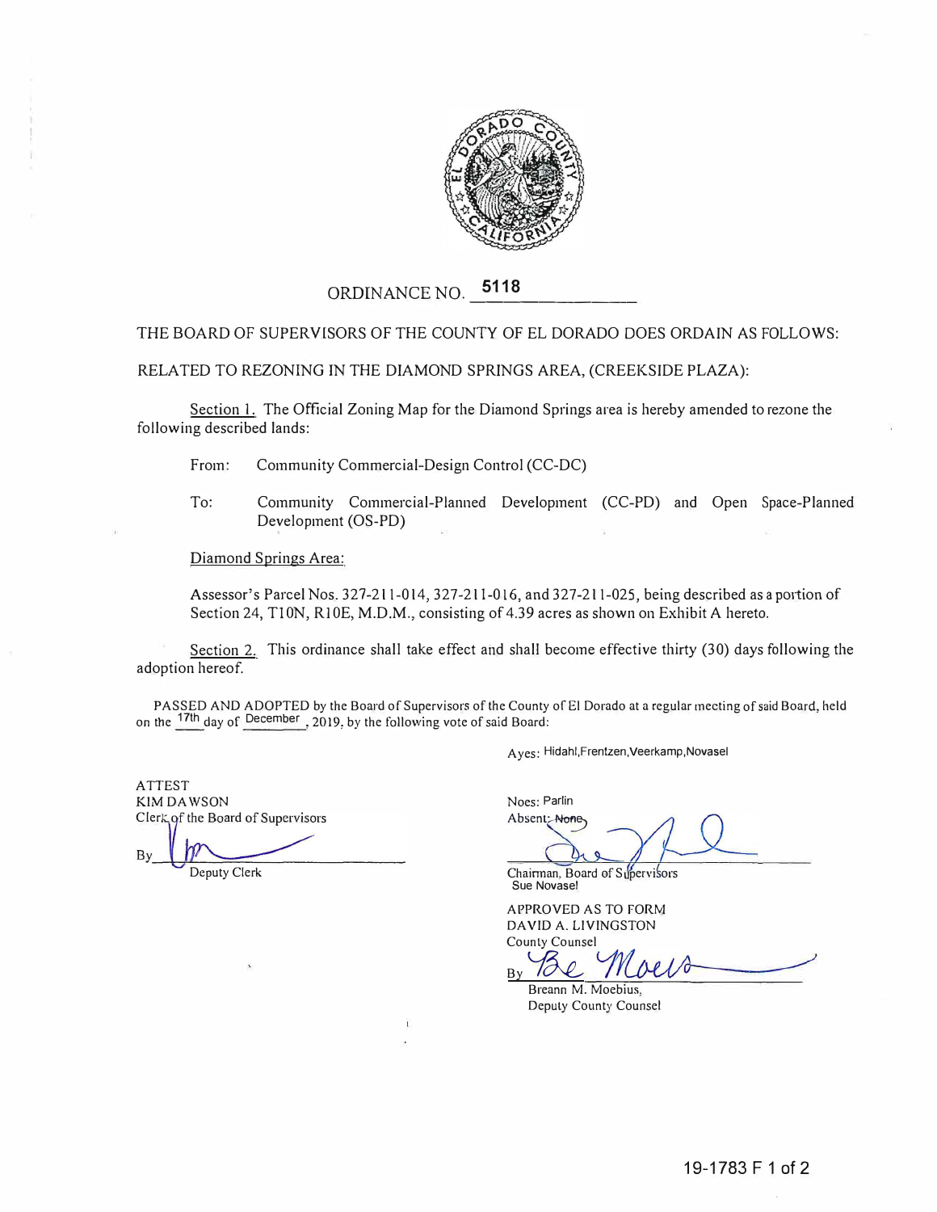# ORDINANCE NO. 5118

THE BOARD OF SUPERVISORS OF THE COUNTY OF EL DORADO DOES ORDAIN AS FOLLOWS:

RELATED TO REZONING IN THE DIAMOND SPRINGS AREA, (CREEKSIDE PLAZA):

Section 1. The Official Zoning Map for the Diamond Springs area is hereby amended to rezone the following described lands:

From: Community Commercial-Design Control (CC-DC)

To: Community Commercial-Planned Development (CC-PD) and Open Space-Planned Development (OS-PD)

Diamond Springs Area:

Assessor's Parcel Nos. 327-211-014, 327-211-016, and 327-211-025, being described as a portion of Section 24, T10N, R10E, M.D.M., consisting of 4.39 acres as shown on Exhibit A hereto.

Section 2. This ordinance shall take effect and shall become effective thirty (30) days following the adoption hereof.

PASSED AND ADOPTED by the Board of Supervisors of the County of El Dorado at a regular meeting of said Board, held on the 17th day of December, 2019, by the following vote of said Board:

Ayes: Hidahl, Frentzen, Veerkamp, Novasel

Noes: Parlin

Absent: ~~None~~

ATTEST
KIM DAWSON
Clerk of the Board of Supervisors

By ______________________
Deputy Clerk

______________________
Chairman, Board of Supervisors
Sue Novasel

APPROVED AS TO FORM
DAVID A. LIVINGSTON
County Counsel

By ______________________
Breann M. Moebius,
Deputy County Counsel

19-1783 F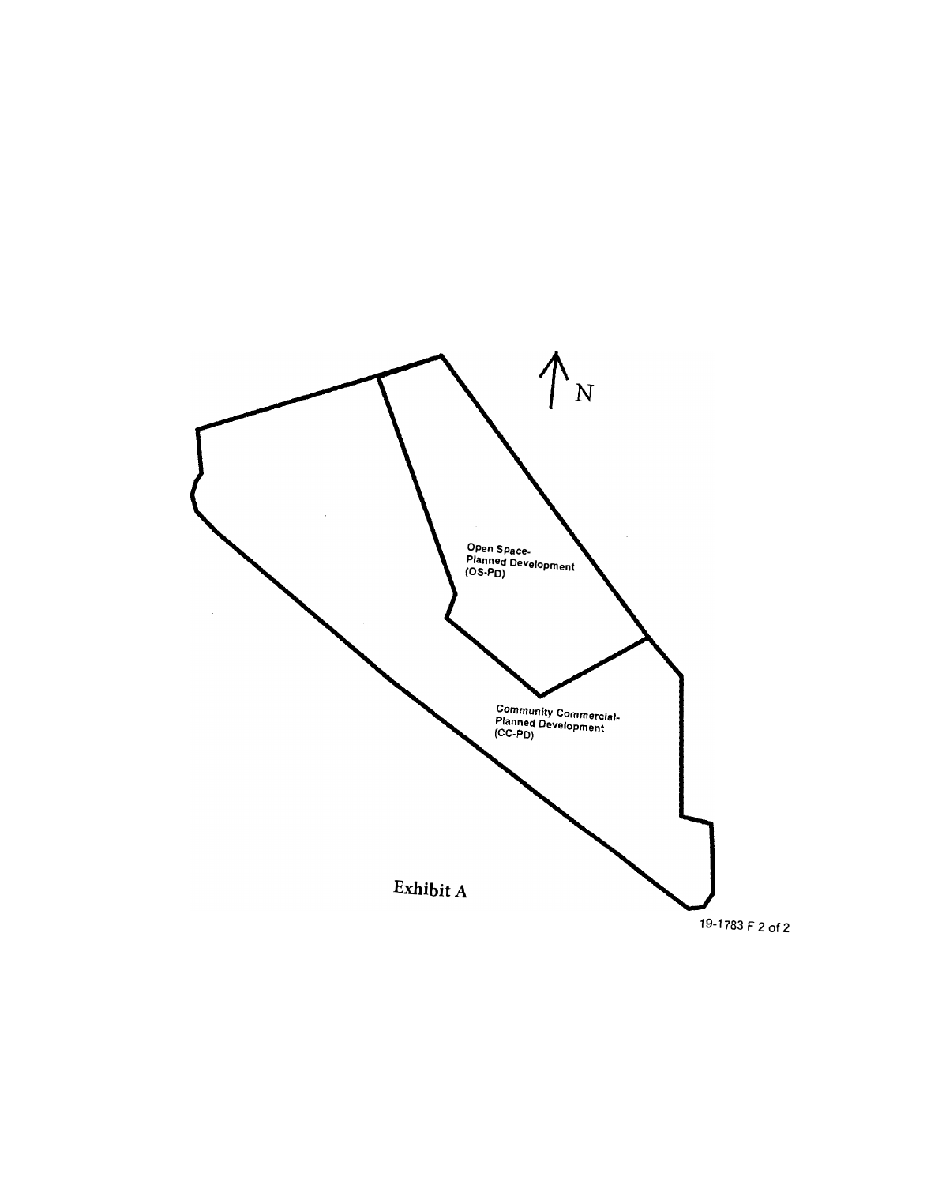N

Open Space-
Planned Development
(OS-PD)

Community Commercial-
Planned Development
(CC-PD)

Exhibit A

19-1783 F 2 of 2